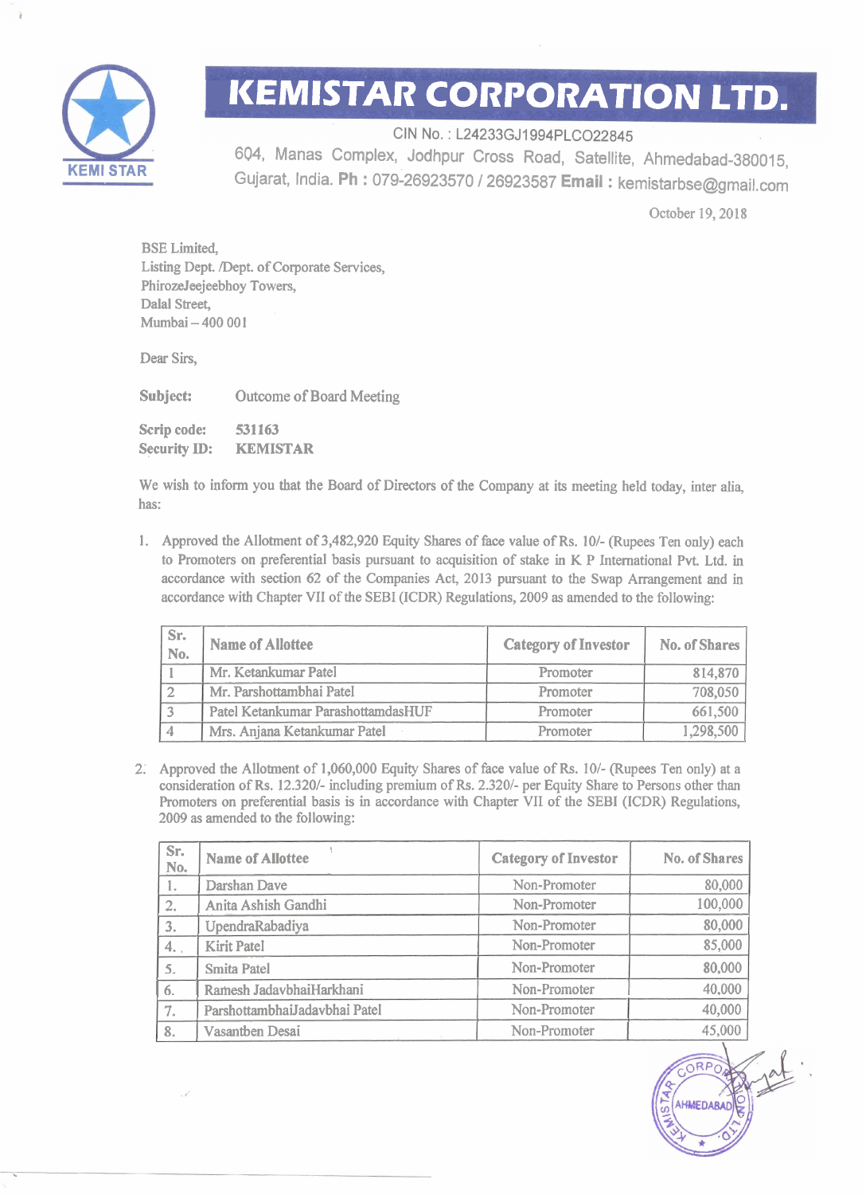# KEMISTAR CORPORATION LTD.

CIN No. : L24233GJ1994PLCO22845

604, Manas Complex, Jodhpur Cross Road, Satellite, Ahmedabad-380015, Gujarat, India. **Ph :** 079-26923570 / 26923587 **Email :** kemistarbse@gmail.com

October 19, 2018

BSE Limited,
Listing Dept. /Dept. of Corporate Services,
PhirozeJeejeebhoy Towers,
Dalal Street,
Mumbai – 400 001

Dear Sirs,

**Subject:** Outcome of Board Meeting

**Scrip code:** **531163**
**Security ID:** **KEMISTAR**

We wish to inform you that the Board of Directors of the Company at its meeting held today, inter alia, has:

1. Approved the Allotment of 3,482,920 Equity Shares of face value of Rs. 10/- (Rupees Ten only) each to Promoters on preferential basis pursuant to acquisition of stake in K P International Pvt. Ltd. in accordance with section 62 of the Companies Act, 2013 pursuant to the Swap Arrangement and in accordance with Chapter VII of the SEBI (ICDR) Regulations, 2009 as amended to the following:

| Sr. No. | Name of Allottee | Category of Investor | No. of Shares |
|---|---|---|---|
| 1 | Mr. Ketankumar Patel | Promoter | 814,870 |
| 2 | Mr. Parshottambhai Patel | Promoter | 708,050 |
| 3 | Patel Ketankumar ParashottamdasHUF | Promoter | 661,500 |
| 4 | Mrs. Anjana Ketankumar Patel | Promoter | 1,298,500 |

2. Approved the Allotment of 1,060,000 Equity Shares of face value of Rs. 10/- (Rupees Ten only) at a consideration of Rs. 12.320/- including premium of Rs. 2.320/- per Equity Share to Persons other than Promoters on preferential basis is in accordance with Chapter VII of the SEBI (ICDR) Regulations, 2009 as amended to the following:

| Sr. No. | Name of Allottee | Category of Investor | No. of Shares |
|---|---|---|---|
| 1. | Darshan Dave | Non-Promoter | 80,000 |
| 2. | Anita Ashish Gandhi | Non-Promoter | 100,000 |
| 3. | UpendraRabadiya | Non-Promoter | 80,000 |
| 4. | Kirit Patel | Non-Promoter | 85,000 |
| 5. | Smita Patel | Non-Promoter | 80,000 |
| 6. | Ramesh JadavbhaiHarkhani | Non-Promoter | 40,000 |
| 7. | ParshottambhaiJadavbhai Patel | Non-Promoter | 40,000 |
| 8. | Vasantben Desai | Non-Promoter | 45,000 |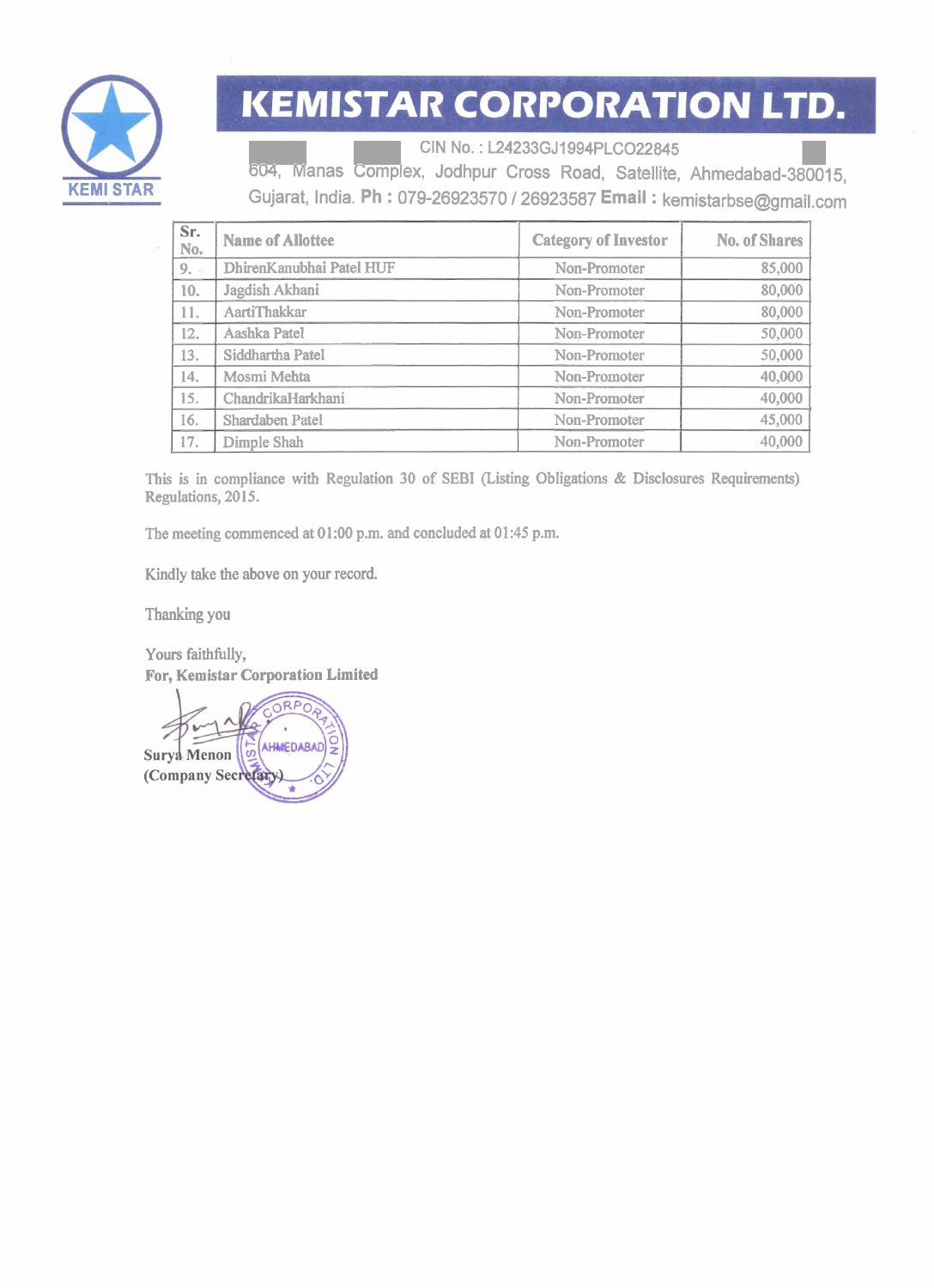# KEMISTAR CORPORATION LTD.

CIN No. : L24233GJ1994PLCO22845
604, Manas Complex, Jodhpur Cross Road, Satellite, Ahmedabad-380015, Gujarat, India. **Ph :** 079-26923570 / 26923587 **Email :** kemistarbse@gmail.com

| Sr. No. | Name of Allottee | Category of Investor | No. of Shares |
|---|---|---|---|
| 9. | DhirenKanubhai Patel HUF | Non-Promoter | 85,000 |
| 10. | Jagdish Akhani | Non-Promoter | 80,000 |
| 11. | AartiThakkar | Non-Promoter | 80,000 |
| 12. | Aashka Patel | Non-Promoter | 50,000 |
| 13. | Siddhartha Patel | Non-Promoter | 50,000 |
| 14. | Mosmi Mehta | Non-Promoter | 40,000 |
| 15. | ChandrikaHarkhani | Non-Promoter | 40,000 |
| 16. | Shardaben Patel | Non-Promoter | 45,000 |
| 17. | Dimple Shah | Non-Promoter | 40,000 |

This is in compliance with Regulation 30 of SEBI (Listing Obligations & Disclosures Requirements) Regulations, 2015.

The meeting commenced at 01:00 p.m. and concluded at 01:45 p.m.

Kindly take the above on your record.

Thanking you

Yours faithfully,
**For, Kemistar Corporation Limited**

**Surya Menon**
**(Company Secretary)**